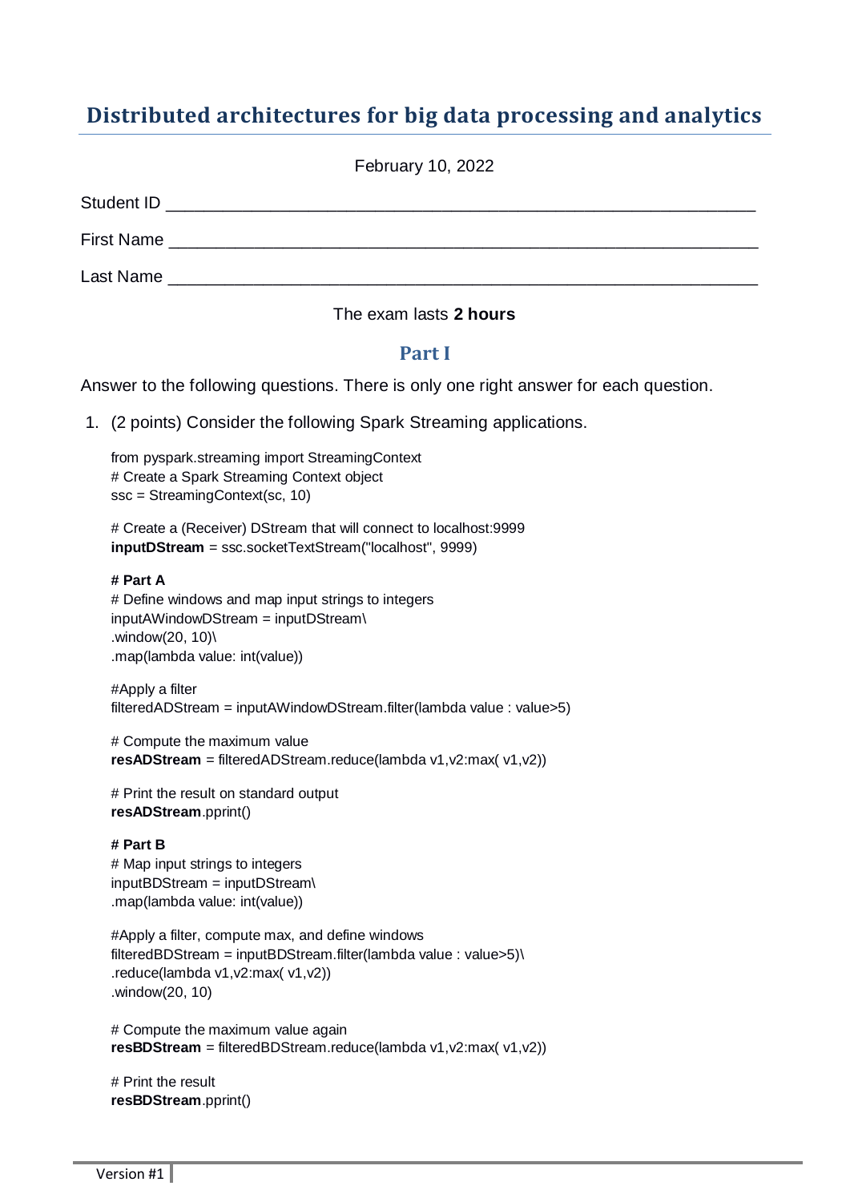# Distributed architectures for big data processing and analytics

February 10, 2022

Student ID ____________________________________________________________

First Name ____________________________________________________________

Last Name ____________________________________________________________

The exam lasts **2 hours**

## Part I

Answer to the following questions. There is only one right answer for each question.

1. (2 points) Consider the following Spark Streaming applications.

```
from pyspark.streaming import StreamingContext
# Create a Spark Streaming Context object
ssc = StreamingContext(sc, 10)

# Create a (Receiver) DStream that will connect to localhost:9999
inputDStream = ssc.socketTextStream("localhost", 9999)

# Part A
# Define windows and map input strings to integers
inputAWindowDStream = inputDStream\
.window(20, 10)\
.map(lambda value: int(value))

#Apply a filter
filteredADStream = inputAWindowDStream.filter(lambda value : value>5)

# Compute the maximum value
resADStream = filteredADStream.reduce(lambda v1,v2:max( v1,v2))

# Print the result on standard output
resADStream.pprint()

# Part B
# Map input strings to integers
inputBDStream = inputDStream\
.map(lambda value: int(value))

#Apply a filter, compute max, and define windows
filteredBDStream = inputBDStream.filter(lambda value : value>5)\
.reduce(lambda v1,v2:max( v1,v2))
.window(20, 10)

# Compute the maximum value again
resBDStream = filteredBDStream.reduce(lambda v1,v2:max( v1,v2))

# Print the result
resBDStream.pprint()
```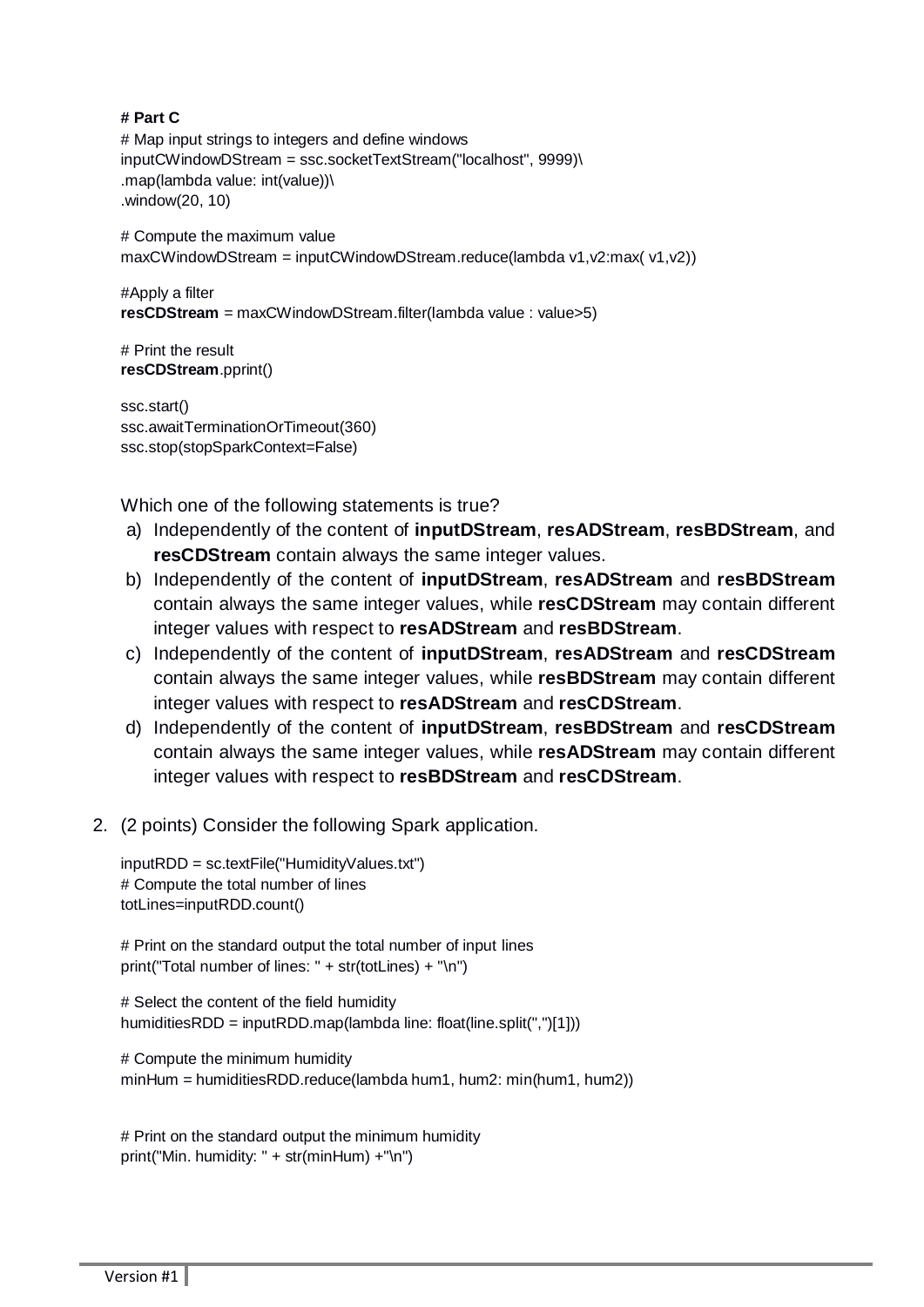```
# Part C
# Map input strings to integers and define windows
inputCWindowDStream = ssc.socketTextStream("localhost", 9999)\
.map(lambda value: int(value))\
.window(20, 10)

# Compute the maximum value
maxCWindowDStream = inputCWindowDStream.reduce(lambda v1,v2:max( v1,v2))

#Apply a filter
resCDStream = maxCWindowDStream.filter(lambda value : value>5)

# Print the result
resCDStream.pprint()

ssc.start()
ssc.awaitTerminationOrTimeout(360)
ssc.stop(stopSparkContext=False)
```

Which one of the following statements is true?

a) Independently of the content of **inputDStream**, **resADStream**, **resBDStream**, and **resCDStream** contain always the same integer values.
b) Independently of the content of **inputDStream**, **resADStream** and **resBDStream** contain always the same integer values, while **resCDStream** may contain different integer values with respect to **resADStream** and **resBDStream**.
c) Independently of the content of **inputDStream**, **resADStream** and **resCDStream** contain always the same integer values, while **resBDStream** may contain different integer values with respect to **resADStream** and **resCDStream**.
d) Independently of the content of **inputDStream**, **resBDStream** and **resCDStream** contain always the same integer values, while **resADStream** may contain different integer values with respect to **resBDStream** and **resCDStream**.

2. (2 points) Consider the following Spark application.

```
inputRDD = sc.textFile("HumidityValues.txt")
# Compute the total number of lines
totLines=inputRDD.count()

# Print on the standard output the total number of input lines
print("Total number of lines: " + str(totLines) + "\n")

# Select the content of the field humidity
humiditiesRDD = inputRDD.map(lambda line: float(line.split(",")[1]))

# Compute the minimum humidity
minHum = humiditiesRDD.reduce(lambda hum1, hum2: min(hum1, hum2))


# Print on the standard output the minimum humidity
print("Min. humidity: " + str(minHum) +"\n")
```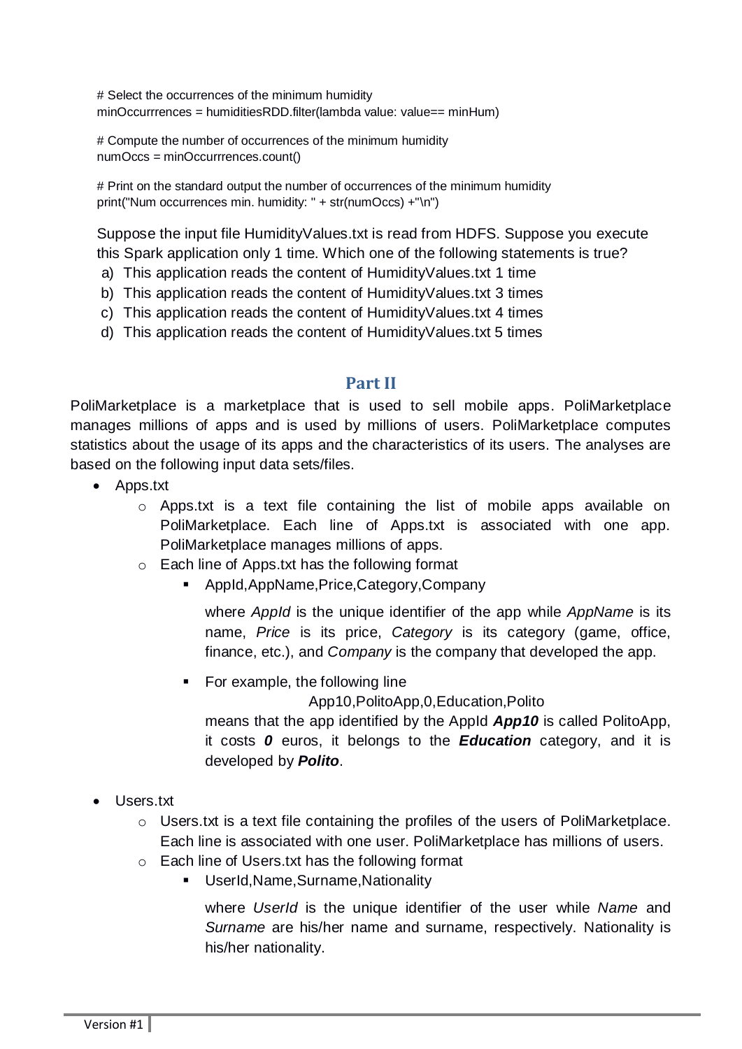```
# Select the occurrences of the minimum humidity
minOccurrrences = humiditiesRDD.filter(lambda value: value== minHum)

# Compute the number of occurrences of the minimum humidity
numOccs = minOccurrrences.count()

# Print on the standard output the number of occurrences of the minimum humidity
print("Num occurrences min. humidity: " + str(numOccs) +"\n")
```

Suppose the input file HumidityValues.txt is read from HDFS. Suppose you execute this Spark application only 1 time. Which one of the following statements is true?

a) This application reads the content of HumidityValues.txt 1 time
b) This application reads the content of HumidityValues.txt 3 times
c) This application reads the content of HumidityValues.txt 4 times
d) This application reads the content of HumidityValues.txt 5 times

## Part II

PoliMarketplace is a marketplace that is used to sell mobile apps. PoliMarketplace manages millions of apps and is used by millions of users. PoliMarketplace computes statistics about the usage of its apps and the characteristics of its users. The analyses are based on the following input data sets/files.

- Apps.txt
  - Apps.txt is a text file containing the list of mobile apps available on PoliMarketplace. Each line of Apps.txt is associated with one app. PoliMarketplace manages millions of apps.
  - Each line of Apps.txt has the following format
    - AppId,AppName,Price,Category,Company

      where *AppId* is the unique identifier of the app while *AppName* is its name, *Price* is its price, *Category* is its category (game, office, finance, etc.), and *Company* is the company that developed the app.

    - For example, the following line

      App10,PolitoApp,0,Education,Polito

      means that the app identified by the AppId ***App10*** is called PolitoApp, it costs ***0*** euros, it belongs to the ***Education*** category, and it is developed by ***Polito***.

- Users.txt
  - Users.txt is a text file containing the profiles of the users of PoliMarketplace. Each line is associated with one user. PoliMarketplace has millions of users.
  - Each line of Users.txt has the following format
    - UserId,Name,Surname,Nationality

      where *UserId* is the unique identifier of the user while *Name* and *Surname* are his/her name and surname, respectively. Nationality is his/her nationality.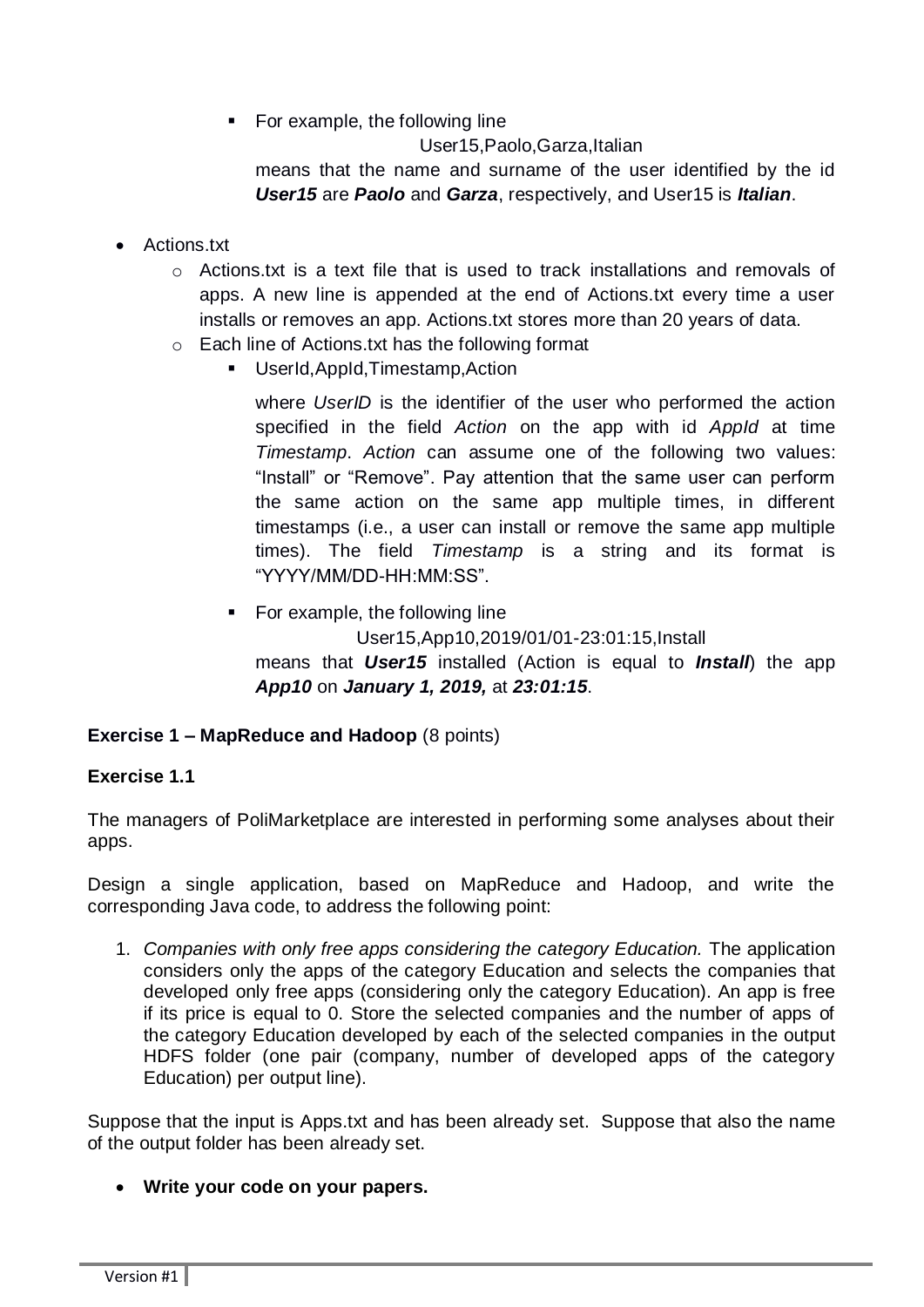- For example, the following line

    User15,Paolo,Garza,Italian

    means that the name and surname of the user identified by the id ***User15*** are ***Paolo*** and ***Garza***, respectively, and User15 is ***Italian***.

- Actions.txt
  - Actions.txt is a text file that is used to track installations and removals of apps. A new line is appended at the end of Actions.txt every time a user installs or removes an app. Actions.txt stores more than 20 years of data.
  - Each line of Actions.txt has the following format
    - UserId,AppId,Timestamp,Action

      where *UserID* is the identifier of the user who performed the action specified in the field *Action* on the app with id *AppId* at time *Timestamp*. *Action* can assume one of the following two values: "Install" or "Remove". Pay attention that the same user can perform the same action on the same app multiple times, in different timestamps (i.e., a user can install or remove the same app multiple times). The field *Timestamp* is a string and its format is "YYYY/MM/DD-HH:MM:SS".

    - For example, the following line

      User15,App10,2019/01/01-23:01:15,Install

      means that ***User15*** installed (Action is equal to ***Install***) the app ***App10*** on ***January 1, 2019,*** at ***23:01:15***.

**Exercise 1 – MapReduce and Hadoop** (8 points)

**Exercise 1.1**

The managers of PoliMarketplace are interested in performing some analyses about their apps.

Design a single application, based on MapReduce and Hadoop, and write the corresponding Java code, to address the following point:

1. *Companies with only free apps considering the category Education.* The application considers only the apps of the category Education and selects the companies that developed only free apps (considering only the category Education). An app is free if its price is equal to 0. Store the selected companies and the number of apps of the category Education developed by each of the selected companies in the output HDFS folder (one pair (company, number of developed apps of the category Education) per output line).

Suppose that the input is Apps.txt and has been already set. Suppose that also the name of the output folder has been already set.

- **Write your code on your papers.**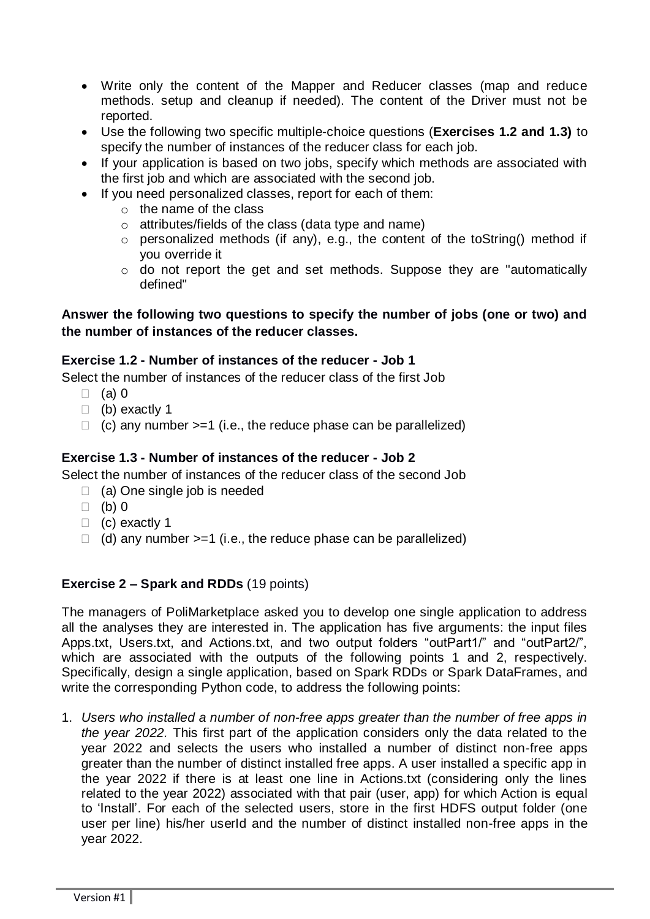- Write only the content of the Mapper and Reducer classes (map and reduce methods. setup and cleanup if needed). The content of the Driver must not be reported.
- Use the following two specific multiple-choice questions (**Exercises 1.2 and 1.3)** to specify the number of instances of the reducer class for each job.
- If your application is based on two jobs, specify which methods are associated with the first job and which are associated with the second job.
- If you need personalized classes, report for each of them:
  - the name of the class
  - attributes/fields of the class (data type and name)
  - personalized methods (if any), e.g., the content of the toString() method if you override it
  - do not report the get and set methods. Suppose they are "automatically defined"

**Answer the following two questions to specify the number of jobs (one or two) and the number of instances of the reducer classes.**

### Exercise 1.2 - Number of instances of the reducer - Job 1

Select the number of instances of the reducer class of the first Job

- (a) 0
- (b) exactly 1
- (c) any number >=1 (i.e., the reduce phase can be parallelized)

### Exercise 1.3 - Number of instances of the reducer - Job 2

Select the number of instances of the reducer class of the second Job

- (a) One single job is needed
- (b) 0
- (c) exactly 1
- (d) any number >=1 (i.e., the reduce phase can be parallelized)

## Exercise 2 – Spark and RDDs (19 points)

The managers of PoliMarketplace asked you to develop one single application to address all the analyses they are interested in. The application has five arguments: the input files Apps.txt, Users.txt, and Actions.txt, and two output folders "outPart1/" and "outPart2/", which are associated with the outputs of the following points 1 and 2, respectively. Specifically, design a single application, based on Spark RDDs or Spark DataFrames, and write the corresponding Python code, to address the following points:

1. *Users who installed a number of non-free apps greater than the number of free apps in the year 2022.* This first part of the application considers only the data related to the year 2022 and selects the users who installed a number of distinct non-free apps greater than the number of distinct installed free apps. A user installed a specific app in the year 2022 if there is at least one line in Actions.txt (considering only the lines related to the year 2022) associated with that pair (user, app) for which Action is equal to 'Install'. For each of the selected users, store in the first HDFS output folder (one user per line) his/her userId and the number of distinct installed non-free apps in the year 2022.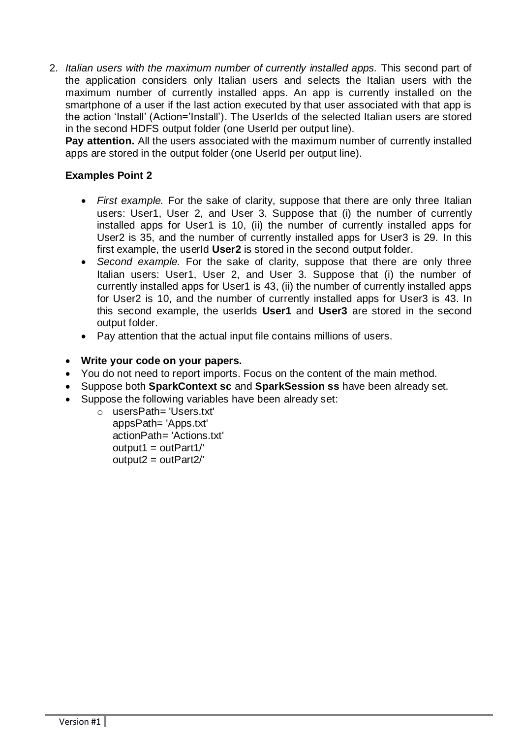2. *Italian users with the maximum number of currently installed apps.* This second part of the application considers only Italian users and selects the Italian users with the maximum number of currently installed apps. An app is currently installed on the smartphone of a user if the last action executed by that user associated with that app is the action 'Install' (Action='Install'). The UserIds of the selected Italian users are stored in the second HDFS output folder (one UserId per output line).
   **Pay attention.** All the users associated with the maximum number of currently installed apps are stored in the output folder (one UserId per output line).

   **Examples Point 2**

   - *First example.* For the sake of clarity, suppose that there are only three Italian users: User1, User 2, and User 3. Suppose that (i) the number of currently installed apps for User1 is 10, (ii) the number of currently installed apps for User2 is 35, and the number of currently installed apps for User3 is 29. In this first example, the userId **User2** is stored in the second output folder.
   - *Second example.* For the sake of clarity, suppose that there are only three Italian users: User1, User 2, and User 3. Suppose that (i) the number of currently installed apps for User1 is 43, (ii) the number of currently installed apps for User2 is 10, and the number of currently installed apps for User3 is 43. In this second example, the userIds **User1** and **User3** are stored in the second output folder.
   - Pay attention that the actual input file contains millions of users.

- **Write your code on your papers.**
- You do not need to report imports. Focus on the content of the main method.
- Suppose both **SparkContext sc** and **SparkSession ss** have been already set.
- Suppose the following variables have been already set:
  - usersPath= 'Users.txt'
    appsPath= 'Apps.txt'
    actionPath= 'Actions.txt'
    output1 = outPart1/'
    output2 = outPart2/'